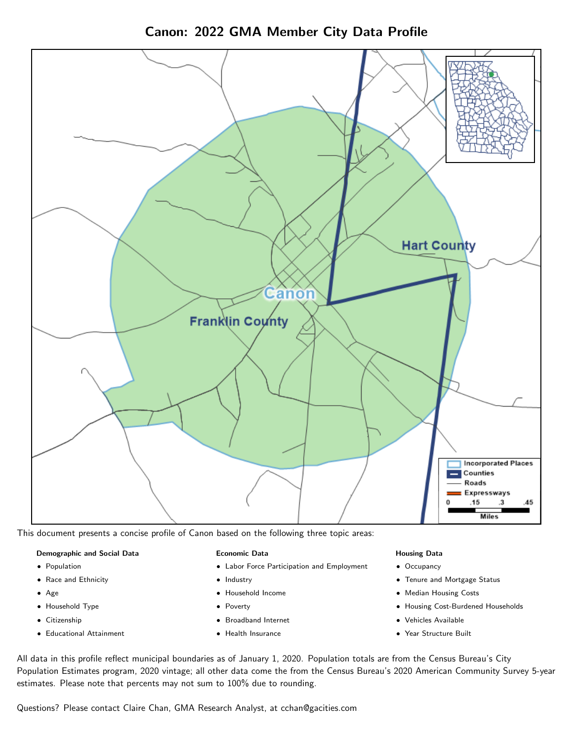# Canon: 2022 GMA Member City Data Profile

This document presents a concise profile of Canon based on the following three topic areas:

**Demographic and Social Data**

- Population
- Race and Ethnicity
- Age
- Household Type
- Citizenship
- Educational Attainment

**Economic Data**

- Labor Force Participation and Employment
- Industry
- Household Income
- Poverty
- Broadband Internet
- Health Insurance

**Housing Data**

- Occupancy
- Tenure and Mortgage Status
- Median Housing Costs
- Housing Cost-Burdened Households
- Vehicles Available
- Year Structure Built

All data in this profile reflect municipal boundaries as of January 1, 2020. Population totals are from the Census Bureau's City Population Estimates program, 2020 vintage; all other data come the from the Census Bureau's 2020 American Community Survey 5-year estimates. Please note that percents may not sum to 100% due to rounding.

Questions? Please contact Claire Chan, GMA Research Analyst, at cchan@gacities.com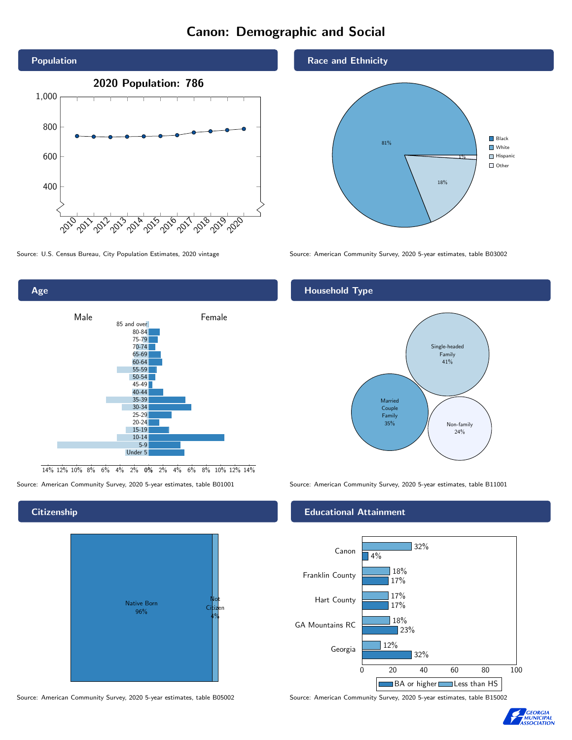# Canon: Demographic and Social

## Population

**2020 Population: 786**

| Year | Population |
|---|---|
| 2010 | ~740 |
| 2011 | ~735 |
| 2012 | ~733 |
| 2013 | ~735 |
| 2014 | ~737 |
| 2015 | ~738 |
| 2016 | ~745 |
| 2017 | ~763 |
| 2018 | ~770 |
| 2019 | ~778 |
| 2020 | 786 |

Source: U.S. Census Bureau, City Population Estimates, 2020 vintage

## Race and Ethnicity

| Race/Ethnicity | Percent |
|---|---|
| Black | |
| White | 81% |
| Hispanic | 18% |
| Other | 1% |

Source: American Community Survey, 2020 5-year estimates, table B03002

## Age

Male / Female age groups: 85 and over, 80-84, 75-79, 70-74, 65-69, 60-64, 55-59, 50-54, 45-49, 40-44, 35-39, 30-34, 25-29, 20-24, 15-19, 10-14, 5-9, Under 5

Source: American Community Survey, 2020 5-year estimates, table B01001

## Household Type

| Household Type | Percent |
|---|---|
| Single-headed Family | 41% |
| Married Couple Family | 35% |
| Non-family | 24% |

Source: American Community Survey, 2020 5-year estimates, table B11001

## Citizenship

| Status | Percent |
|---|---|
| Native Born | 96% |
| Not Citizen | 4% |

Source: American Community Survey, 2020 5-year estimates, table B05002

## Educational Attainment

| Area | Less than HS | BA or higher |
|---|---|---|
| Canon | 32% | 4% |
| Franklin County | 18% | 17% |
| Hart County | 17% | 17% |
| GA Mountains RC | 18% | 23% |
| Georgia | 12% | 32% |

Source: American Community Survey, 2020 5-year estimates, table B15002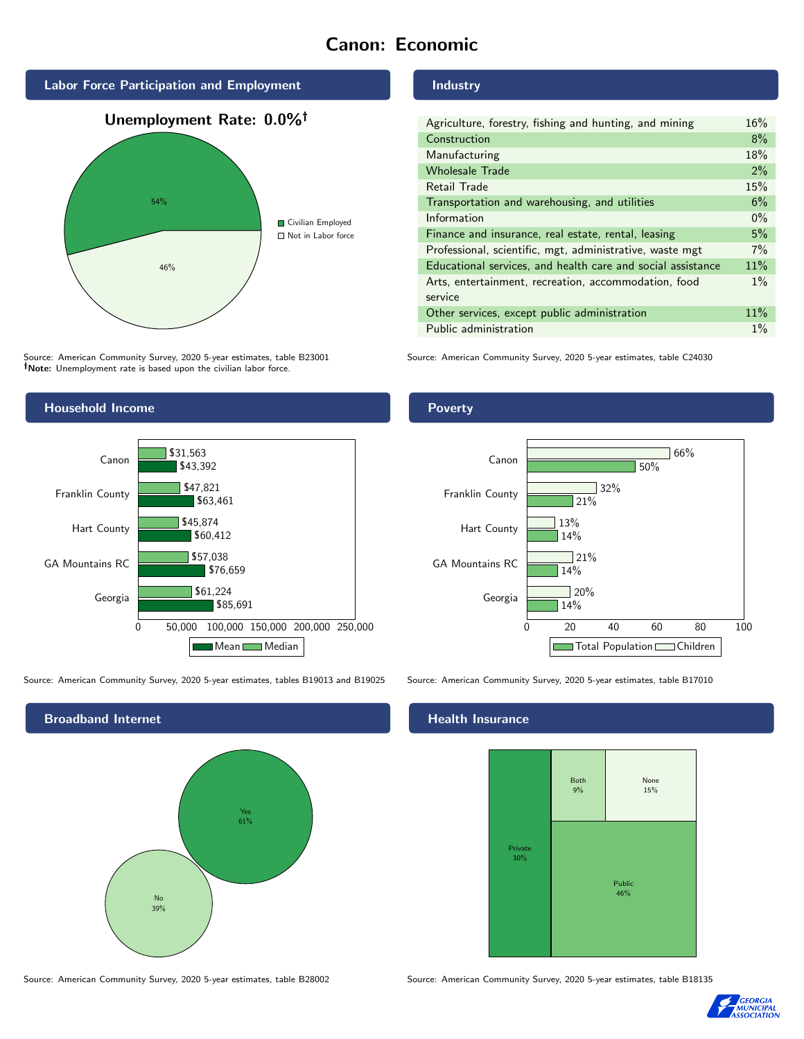# Canon: Economic

## Labor Force Participation and Employment

**Unemployment Rate: 0.0%†**

| Category | Percent |
| --- | --- |
| Civilian Employed | 54% |
| Not in Labor force | 46% |

Source: American Community Survey, 2020 5-year estimates, table B23001
**†Note:** Unemployment rate is based upon the civilian labor force.

## Industry

| Industry | Percent |
| --- | --- |
| Agriculture, forestry, fishing and hunting, and mining | 16% |
| Construction | 8% |
| Manufacturing | 18% |
| Wholesale Trade | 2% |
| Retail Trade | 15% |
| Transportation and warehousing, and utilities | 6% |
| Information | 0% |
| Finance and insurance, real estate, rental, leasing | 5% |
| Professional, scientific, mgt, administrative, waste mgt | 7% |
| Educational services, and health care and social assistance | 11% |
| Arts, entertainment, recreation, accommodation, food service | 1% |
| Other services, except public administration | 11% |
| Public administration | 1% |

Source: American Community Survey, 2020 5-year estimates, table C24030

## Household Income

| Area | Median | Mean |
| --- | --- | --- |
| Canon | $31,563 | $43,392 |
| Franklin County | $47,821 | $63,461 |
| Hart County | $45,874 | $60,412 |
| GA Mountains RC | $57,038 | $76,659 |
| Georgia | $61,224 | $85,691 |

Source: American Community Survey, 2020 5-year estimates, tables B19013 and B19025

## Poverty

| Area | Children | Total Population |
| --- | --- | --- |
| Canon | 66% | 50% |
| Franklin County | 32% | 21% |
| Hart County | 13% | 14% |
| GA Mountains RC | 21% | 14% |
| Georgia | 20% | 14% |

Source: American Community Survey, 2020 5-year estimates, table B17010

## Broadband Internet

| Response | Percent |
| --- | --- |
| Yes | 61% |
| No | 39% |

Source: American Community Survey, 2020 5-year estimates, table B28002

## Health Insurance

| Type | Percent |
| --- | --- |
| Private | 30% |
| Public | 46% |
| Both | 9% |
| None | 15% |

Source: American Community Survey, 2020 5-year estimates, table B18135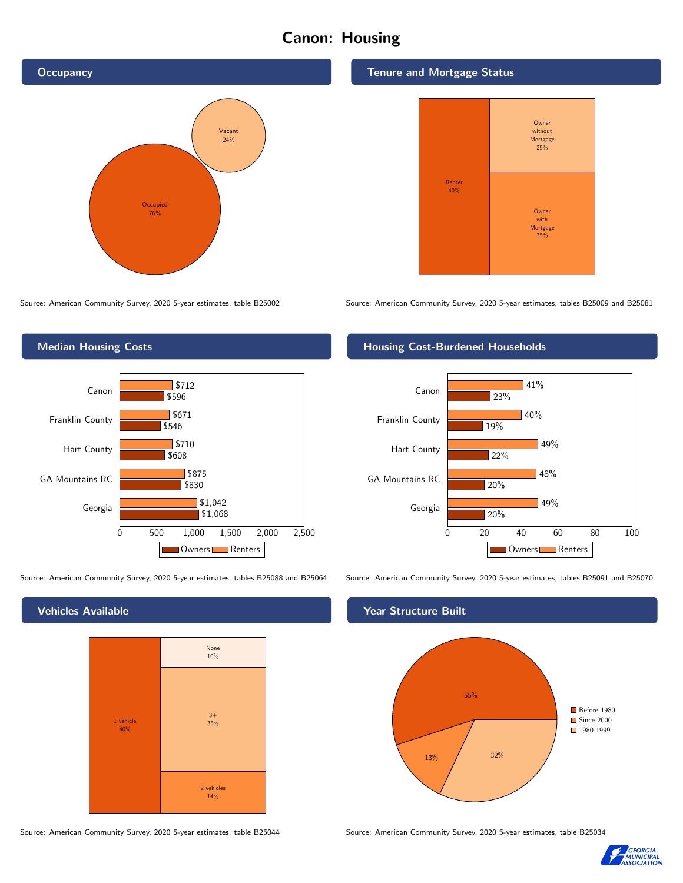# Canon: Housing

## Occupancy

Vacant
24%

Occupied
76%

Source: American Community Survey, 2020 5-year estimates, table B25002

## Tenure and Mortgage Status

Renter
40%

Owner
without
Mortgage
25%

Owner
with
Mortgage
35%

Source: American Community Survey, 2020 5-year estimates, tables B25009 and B25081

## Median Housing Costs

Canon
$712
$596

Franklin County
$671
$546

Hart County
$710
$608

GA Mountains RC
$875
$830

Georgia
$1,042
$1,068

0 500 1,000 1,500 2,000 2,500

Owners Renters

Source: American Community Survey, 2020 5-year estimates, tables B25088 and B25064

## Housing Cost-Burdened Households

Canon
41%
23%

Franklin County
40%
19%

Hart County
49%
22%

GA Mountains RC
48%
20%

Georgia
49%
20%

0 20 40 60 80 100

Owners Renters

Source: American Community Survey, 2020 5-year estimates, tables B25091 and B25070

## Vehicles Available

1 vehicle
40%

None
10%

3+
35%

2 vehicles
14%

Source: American Community Survey, 2020 5-year estimates, table B25044

## Year Structure Built

55%

13%

32%

Before 1980
Since 2000
1980-1999

Source: American Community Survey, 2020 5-year estimates, table B25034

GEORGIA MUNICIPAL ASSOCIATION